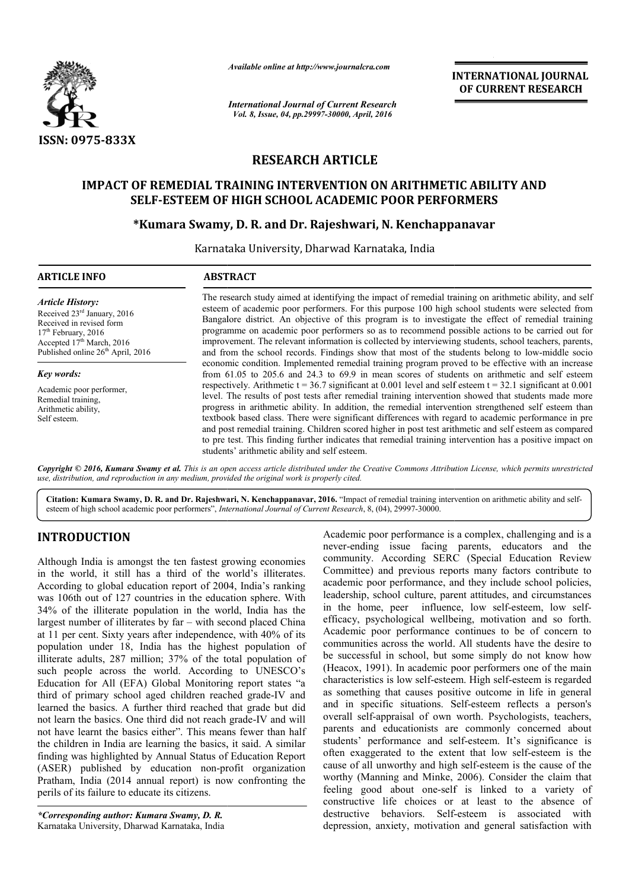*Available online at http://www.journalcra.com*

*International Journal of Current Research*
*Vol. 8, Issue, 04, pp.29997-30000, April, 2016*

**INTERNATIONAL JOURNAL OF CURRENT RESEARCH**

ISSN: 0975-833X

## RESEARCH ARTICLE

# IMPACT OF REMEDIAL TRAINING INTERVENTION ON ARITHMETIC ABILITY AND SELF-ESTEEM OF HIGH SCHOOL ACADEMIC POOR PERFORMERS

**\*Kumara Swamy, D. R. and Dr. Rajeshwari, N. Kenchappanavar**

Karnataka University, Dharwad Karnataka, India

**ARTICLE INFO**

*Article History:*
Received 23rd January, 2016
Received in revised form
17th February, 2016
Accepted 17th March, 2016
Published online 26th April, 2016

*Key words:*
Academic poor performer,
Remedial training,
Arithmetic ability,
Self esteem.

**ABSTRACT**

The research study aimed at identifying the impact of remedial training on arithmetic ability, and self esteem of academic poor performers. For this purpose 100 high school students were selected from Bangalore district. An objective of this program is to investigate the effect of remedial training programme on academic poor performers so as to recommend possible actions to be carried out for improvement. The relevant information is collected by interviewing students, school teachers, parents, and from the school records. Findings show that most of the students belong to low-middle socio economic condition. Implemented remedial training program proved to be effective with an increase from 61.05 to 205.6 and 24.3 to 69.9 in mean scores of students on arithmetic and self esteem respectively. Arithmetic t = 36.7 significant at 0.001 level and self esteem t = 32.1 significant at 0.001 level. The results of post tests after remedial training intervention showed that students made more progress in arithmetic ability. In addition, the remedial intervention strengthened self esteem than textbook based class. There were significant differences with regard to academic performance in pre and post remedial training. Children scored higher in post test arithmetic and self esteem as compared to pre test. This finding further indicates that remedial training intervention has a positive impact on students' arithmetic ability and self esteem.

*Copyright © 2016, Kumara Swamy et al. This is an open access article distributed under the Creative Commons Attribution License, which permits unrestricted use, distribution, and reproduction in any medium, provided the original work is properly cited.*

**Citation: Kumara Swamy, D. R. and Dr. Rajeshwari, N. Kenchappanavar, 2016.** "Impact of remedial training intervention on arithmetic ability and self-esteem of high school academic poor performers", *International Journal of Current Research*, 8, (04), 29997-30000.

## INTRODUCTION

Although India is amongst the ten fastest growing economies in the world, it still has a third of the world's illiterates. According to global education report of 2004, India's ranking was 106th out of 127 countries in the education sphere. With 34% of the illiterate population in the world, India has the largest number of illiterates by far – with second placed China at 11 per cent. Sixty years after independence, with 40% of its population under 18, India has the highest population of illiterate adults, 287 million; 37% of the total population of such people across the world. According to UNESCO's Education for All (EFA) Global Monitoring report states "a third of primary school aged children reached grade-IV and learned the basics. A further third reached that grade but did not learn the basics. One third did not reach grade-IV and will not have learnt the basics either". This means fewer than half the children in India are learning the basics, it said. A similar finding was highlighted by Annual Status of Education Report (ASER) published by education non-profit organization Pratham, India (2014 annual report) is now confronting the perils of its failure to educate its citizens.

Academic poor performance is a complex, challenging and is a never-ending issue facing parents, educators and the community. According SERC (Special Education Review Committee) and previous reports many factors contribute to academic poor performance, and they include school policies, leadership, school culture, parent attitudes, and circumstances in the home, peer influence, low self-esteem, low self-efficacy, psychological wellbeing, motivation and so forth. Academic poor performance continues to be of concern to communities across the world. All students have the desire to be successful in school, but some simply do not know how (Heacox, 1991). In academic poor performers one of the main characteristics is low self-esteem. High self-esteem is regarded as something that causes positive outcome in life in general and in specific situations. Self-esteem reflects a person's overall self-appraisal of own worth. Psychologists, teachers, parents and educationists are commonly concerned about students' performance and self-esteem. It's significance is often exaggerated to the extent that low self-esteem is the cause of all unworthy and high self-esteem is the cause of the worthy (Manning and Minke, 2006). Consider the claim that feeling good about one-self is linked to a variety of constructive life choices or at least to the absence of destructive behaviors. Self-esteem is associated with depression, anxiety, motivation and general satisfaction with

*\*Corresponding author: Kumara Swamy, D. R.*
Karnataka University, Dharwad Karnataka, India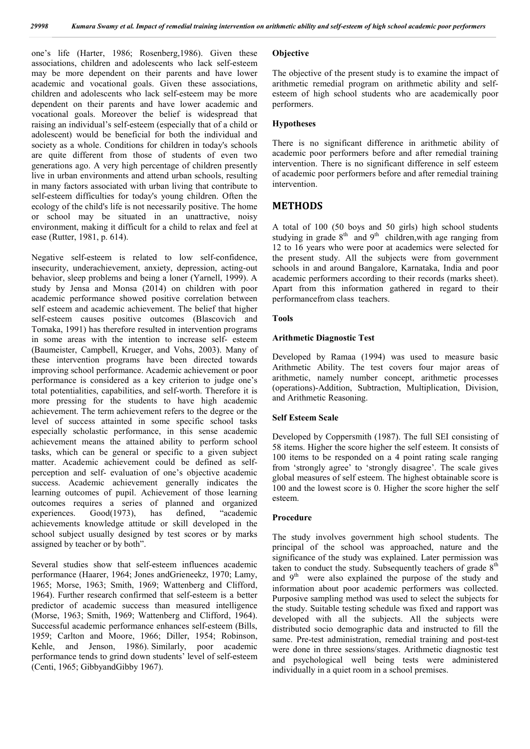one's life (Harter, 1986; Rosenberg,1986). Given these associations, children and adolescents who lack self-esteem may be more dependent on their parents and have lower academic and vocational goals. Given these associations, children and adolescents who lack self-esteem may be more dependent on their parents and have lower academic and vocational goals. Moreover the belief is widespread that raising an individual's self-esteem (especially that of a child or adolescent) would be beneficial for both the individual and society as a whole. Conditions for children in today's schools are quite different from those of students of even two generations ago. A very high percentage of children presently live in urban environments and attend urban schools, resulting in many factors associated with urban living that contribute to self-esteem difficulties for today's young children. Often the ecology of the child's life is not necessarily positive. The home or school may be situated in an unattractive, noisy environment, making it difficult for a child to relax and feel at ease (Rutter, 1981, p. 614).

Negative self-esteem is related to low self-confidence, insecurity, underachievement, anxiety, depression, acting-out behavior, sleep problems and being a loner (Yarnell, 1999). A study by Jensa and Monsa (2014) on children with poor academic performance showed positive correlation between self esteem and academic achievement. The belief that higher self-esteem causes positive outcomes (Blascovich and Tomaka, 1991) has therefore resulted in intervention programs in some areas with the intention to increase self- esteem (Baumeister, Campbell, Krueger, and Vohs, 2003). Many of these intervention programs have been directed towards improving school performance. Academic achievement or poor performance is considered as a key criterion to judge one's total potentialities, capabilities, and self-worth. Therefore it is more pressing for the students to have high academic achievement. The term achievement refers to the degree or the level of success attainted in some specific school tasks especially scholastic performance, in this sense academic achievement means the attained ability to perform school tasks, which can be general or specific to a given subject matter. Academic achievement could be defined as self-perception and self- evaluation of one's objective academic success. Academic achievement generally indicates the learning outcomes of pupil. Achievement of those learning outcomes requires a series of planned and organized experiences. Good(1973), has defined, "academic achievements knowledge attitude or skill developed in the school subject usually designed by test scores or by marks assigned by teacher or by both".

Several studies show that self-esteem influences academic performance (Haarer, 1964; Jones andGrieneekz, 1970; Lamy, 1965; Morse, 1963; Smith, 1969; Wattenberg and Clifford, 1964). Further research confirmed that self-esteem is a better predictor of academic success than measured intelligence (Morse, 1963; Smith, 1969; Wattenberg and Clifford, 1964). Successful academic performance enhances self-esteem (Bills, 1959; Carlton and Moore, 1966; Diller, 1954; Robinson, Kehle, and Jenson, 1986). Similarly, poor academic performance tends to grind down students' level of self-esteem (Centi, 1965; GibbyandGibby 1967).

### Objective

The objective of the present study is to examine the impact of arithmetic remedial program on arithmetic ability and self-esteem of high school students who are academically poor performers.

### Hypotheses

There is no significant difference in arithmetic ability of academic poor performers before and after remedial training intervention. There is no significant difference in self esteem of academic poor performers before and after remedial training intervention.

## METHODS

A total of 100 (50 boys and 50 girls) high school students studying in grade 8th and 9th children,with age ranging from 12 to 16 years who were poor at academics were selected for the present study. All the subjects were from government schools in and around Bangalore, Karnataka, India and poor academic performers according to their records (marks sheet). Apart from this information gathered in regard to their performancefrom class teachers.

### Tools

### Arithmetic Diagnostic Test

Developed by Ramaa (1994) was used to measure basic Arithmetic Ability. The test covers four major areas of arithmetic, namely number concept, arithmetic processes (operations)-Addition, Subtraction, Multiplication, Division, and Arithmetic Reasoning.

### Self Esteem Scale

Developed by Coppersmith (1987). The full SEI consisting of 58 items. Higher the score higher the self esteem. It consists of 100 items to be responded on a 4 point rating scale ranging from 'strongly agree' to 'strongly disagree'. The scale gives global measures of self esteem. The highest obtainable score is 100 and the lowest score is 0. Higher the score higher the self esteem.

### Procedure

The study involves government high school students. The principal of the school was approached, nature and the significance of the study was explained. Later permission was taken to conduct the study. Subsequently teachers of grade 8th and 9th were also explained the purpose of the study and information about poor academic performers was collected. Purposive sampling method was used to select the subjects for the study. Suitable testing schedule was fixed and rapport was developed with all the subjects. All the subjects were distributed socio demographic data and instructed to fill the same. Pre-test administration, remedial training and post-test were done in three sessions/stages. Arithmetic diagnostic test and psychological well being tests were administered individually in a quiet room in a school premises.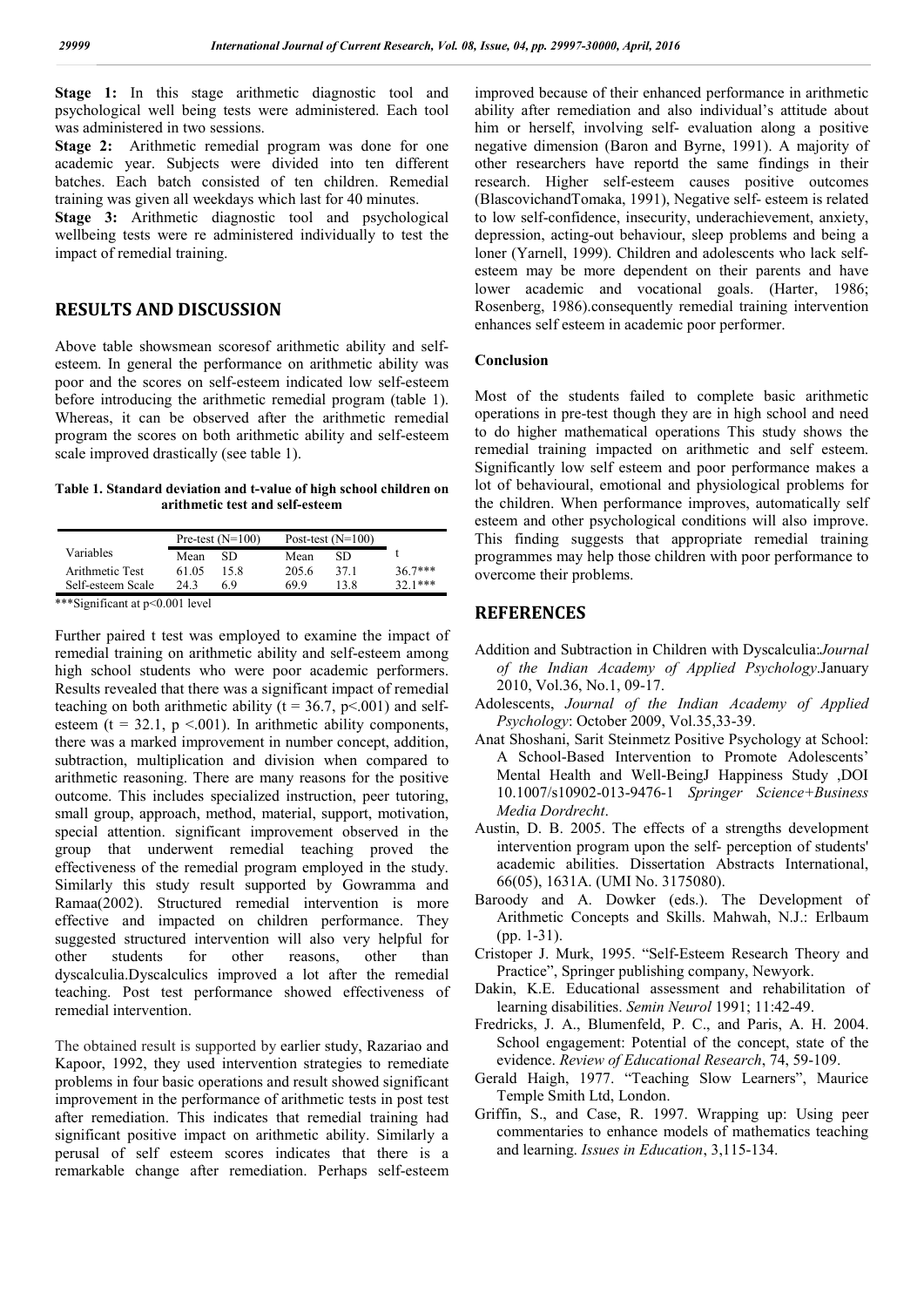**Stage 1:** In this stage arithmetic diagnostic tool and psychological well being tests were administered. Each tool was administered in two sessions.

**Stage 2:** Arithmetic remedial program was done for one academic year. Subjects were divided into ten different batches. Each batch consisted of ten children. Remedial training was given all weekdays which last for 40 minutes.

**Stage 3:** Arithmetic diagnostic tool and psychological wellbeing tests were re administered individually to test the impact of remedial training.

## RESULTS AND DISCUSSION

Above table showsmean scoresof arithmetic ability and self-esteem. In general the performance on arithmetic ability was poor and the scores on self-esteem indicated low self-esteem before introducing the arithmetic remedial program (table 1). Whereas, it can be observed after the arithmetic remedial program the scores on both arithmetic ability and self-esteem scale improved drastically (see table 1).

**Table 1. Standard deviation and t-value of high school children on arithmetic test and self-esteem**

| Variables | Pre-test (N=100) | | Post-test (N=100) | | t |
|---|---|---|---|---|---|
| | Mean | SD | Mean | SD | |
| Arithmetic Test | 61.05 | 15.8 | 205.6 | 37.1 | 36.7*** |
| Self-esteem Scale | 24.3 | 6.9 | 69.9 | 13.8 | 32.1*** |

***Significant at p<0.001 level

Further paired t test was employed to examine the impact of remedial training on arithmetic ability and self-esteem among high school students who were poor academic performers. Results revealed that there was a significant impact of remedial teaching on both arithmetic ability ($t = 36.7$, $p<.001$) and self-esteem ($t = 32.1$, $p <.001$). In arithmetic ability components, there was a marked improvement in number concept, addition, subtraction, multiplication and division when compared to arithmetic reasoning. There are many reasons for the positive outcome. This includes specialized instruction, peer tutoring, small group, approach, method, material, support, motivation, special attention. significant improvement observed in the group that underwent remedial teaching proved the effectiveness of the remedial program employed in the study. Similarly this study result supported by Gowramma and Ramaa(2002). Structured remedial intervention is more effective and impacted on children performance. They suggested structured intervention will also very helpful for other students for other reasons, other than dyscalculia.Dyscalculics improved a lot after the remedial teaching. Post test performance showed effectiveness of remedial intervention.

The obtained result is supported by earlier study, Razariao and Kapoor, 1992, they used intervention strategies to remediate problems in four basic operations and result showed significant improvement in the performance of arithmetic tests in post test after remediation. This indicates that remedial training had significant positive impact on arithmetic ability. Similarly a perusal of self esteem scores indicates that there is a remarkable change after remediation. Perhaps self-esteem improved because of their enhanced performance in arithmetic ability after remediation and also individual's attitude about him or herself, involving self- evaluation along a positive negative dimension (Baron and Byrne, 1991). A majority of other researchers have reportd the same findings in their research. Higher self-esteem causes positive outcomes (BlascovichandTomaka, 1991), Negative self- esteem is related to low self-confidence, insecurity, underachievement, anxiety, depression, acting-out behaviour, sleep problems and being a loner (Yarnell, 1999). Children and adolescents who lack self-esteem may be more dependent on their parents and have lower academic and vocational goals. (Harter, 1986; Rosenberg, 1986).consequently remedial training intervention enhances self esteem in academic poor performer.

### Conclusion

Most of the students failed to complete basic arithmetic operations in pre-test though they are in high school and need to do higher mathematical operations This study shows the remedial training impacted on arithmetic and self esteem. Significantly low self esteem and poor performance makes a lot of behavioural, emotional and physiological problems for the children. When performance improves, automatically self esteem and other psychological conditions will also improve. This finding suggests that appropriate remedial training programmes may help those children with poor performance to overcome their problems.

## REFERENCES

Addition and Subtraction in Children with Dyscalculia:*Journal of the Indian Academy of Applied Psychology*.January 2010, Vol.36, No.1, 09-17.

Adolescents, *Journal of the Indian Academy of Applied Psychology*: October 2009, Vol.35,33-39.

Anat Shoshani, Sarit Steinmetz Positive Psychology at School: A School-Based Intervention to Promote Adolescents' Mental Health and Well-BeingJ Happiness Study ,DOI 10.1007/s10902-013-9476-1 *Springer Science+Business Media Dordrecht*.

Austin, D. B. 2005. The effects of a strengths development intervention program upon the self- perception of students' academic abilities. Dissertation Abstracts International, 66(05), 1631A. (UMI No. 3175080).

Baroody and A. Dowker (eds.). The Development of Arithmetic Concepts and Skills. Mahwah, N.J.: Erlbaum (pp. 1-31).

Cristoper J. Murk, 1995. "Self-Esteem Research Theory and Practice", Springer publishing company, Newyork.

Dakin, K.E. Educational assessment and rehabilitation of learning disabilities. *Semin Neurol* 1991; 11:42-49.

Fredricks, J. A., Blumenfeld, P. C., and Paris, A. H. 2004. School engagement: Potential of the concept, state of the evidence. *Review of Educational Research*, 74, 59-109.

Gerald Haigh, 1977. "Teaching Slow Learners", Maurice Temple Smith Ltd, London.

Griffin, S., and Case, R. 1997. Wrapping up: Using peer commentaries to enhance models of mathematics teaching and learning. *Issues in Education*, 3,115-134.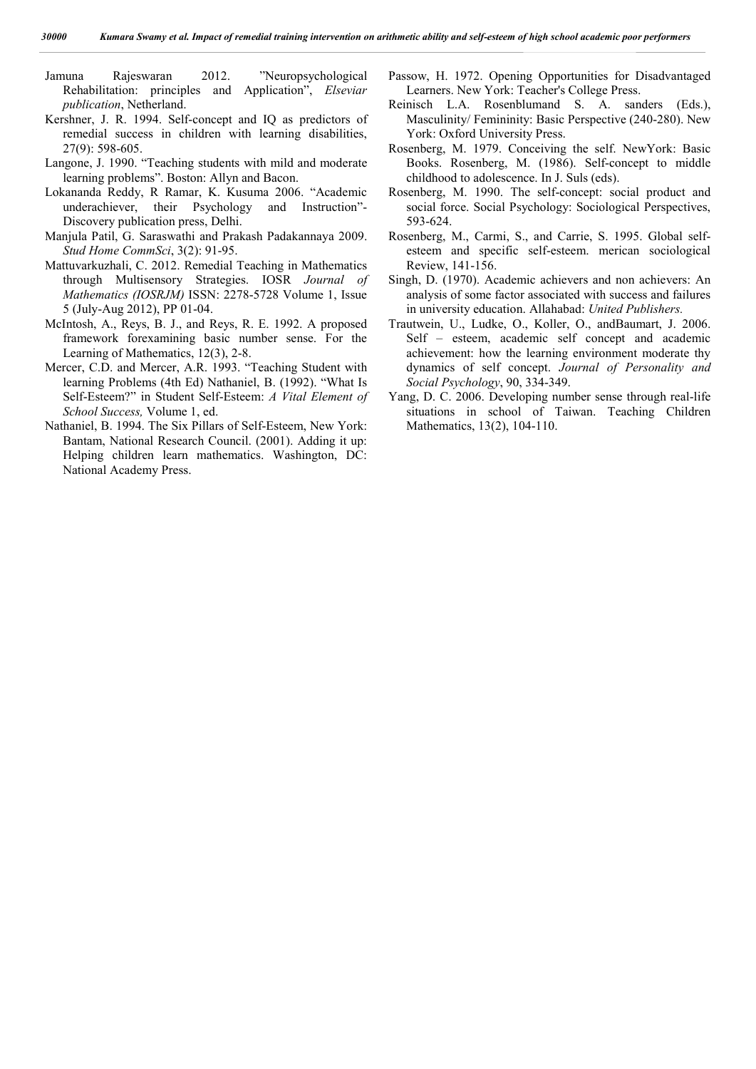Jamuna Rajeswaran 2012. "Neuropsychological Rehabilitation: principles and Application", *Elseviar publication*, Netherland.

Kershner, J. R. 1994. Self-concept and IQ as predictors of remedial success in children with learning disabilities, 27(9): 598-605.

Langone, J. 1990. "Teaching students with mild and moderate learning problems". Boston: Allyn and Bacon.

Lokananda Reddy, R Ramar, K. Kusuma 2006. "Academic underachiever, their Psychology and Instruction"- Discovery publication press, Delhi.

Manjula Patil, G. Saraswathi and Prakash Padakannaya 2009. *Stud Home CommSci*, 3(2): 91-95.

Mattuvarkuzhali, C. 2012. Remedial Teaching in Mathematics through Multisensory Strategies. IOSR *Journal of Mathematics (IOSRJM)* ISSN: 2278-5728 Volume 1, Issue 5 (July-Aug 2012), PP 01-04.

McIntosh, A., Reys, B. J., and Reys, R. E. 1992. A proposed framework forexamining basic number sense. For the Learning of Mathematics, 12(3), 2-8.

Mercer, C.D. and Mercer, A.R. 1993. "Teaching Student with learning Problems (4th Ed) Nathaniel, B. (1992). "What Is Self-Esteem?" in Student Self-Esteem: *A Vital Element of School Success,* Volume 1, ed.

Nathaniel, B. 1994. The Six Pillars of Self-Esteem, New York: Bantam, National Research Council. (2001). Adding it up: Helping children learn mathematics. Washington, DC: National Academy Press.

Passow, H. 1972. Opening Opportunities for Disadvantaged Learners. New York: Teacher's College Press.

Reinisch L.A. Rosenblumand S. A. sanders (Eds.), Masculinity/ Femininity: Basic Perspective (240-280). New York: Oxford University Press.

Rosenberg, M. 1979. Conceiving the self. NewYork: Basic Books. Rosenberg, M. (1986). Self-concept to middle childhood to adolescence. In J. Suls (eds).

Rosenberg, M. 1990. The self-concept: social product and social force. Social Psychology: Sociological Perspectives, 593-624.

Rosenberg, M., Carmi, S., and Carrie, S. 1995. Global self-esteem and specific self-esteem. merican sociological Review, 141-156.

Singh, D. (1970). Academic achievers and non achievers: An analysis of some factor associated with success and failures in university education. Allahabad: *United Publishers.*

Trautwein, U., Ludke, O., Koller, O., andBaumart, J. 2006. Self – esteem, academic self concept and academic achievement: how the learning environment moderate thy dynamics of self concept. *Journal of Personality and Social Psychology*, 90, 334-349.

Yang, D. C. 2006. Developing number sense through real-life situations in school of Taiwan. Teaching Children Mathematics, 13(2), 104-110.